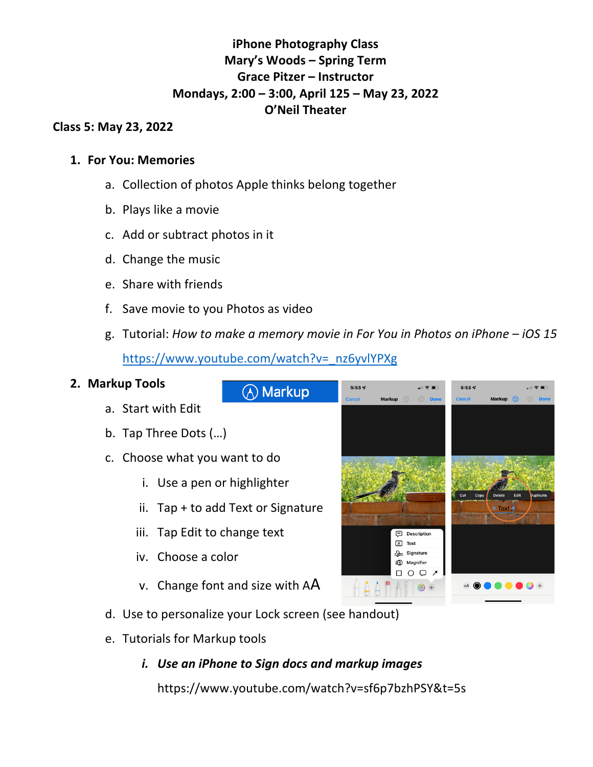**iPhone Photography Class**
**Mary's Woods – Spring Term**
**Grace Pitzer – Instructor**
**Mondays, 2:00 – 3:00, April 125 – May 23, 2022**
**O'Neil Theater**

**Class 5: May 23, 2022**

1. **For You: Memories**
    a. Collection of photos Apple thinks belong together
    b. Plays like a movie
    c. Add or subtract photos in it
    d. Change the music
    e. Share with friends
    f. Save movie to you Photos as video
    g. Tutorial: *How to make a memory movie in For You in Photos on iPhone – iOS 15*
    [https://www.youtube.com/watch?v=_nz6yvlYPXg](https://www.youtube.com/watch?v=_nz6yvlYPXg)
2. **Markup Tools**
    a. Start with Edit
    b. Tap Three Dots (…)
    c. Choose what you want to do
        i. Use a pen or highlighter
        ii. Tap + to add Text or Signature
        iii. Tap Edit to change text
        iv. Choose a color
        v. Change font and size with AA
    d. Use to personalize your Lock screen (see handout)
    e. Tutorials for Markup tools
        i. ***Use an iPhone to Sign docs and markup images***
        https://www.youtube.com/watch?v=sf6p7bzhPSY&t=5s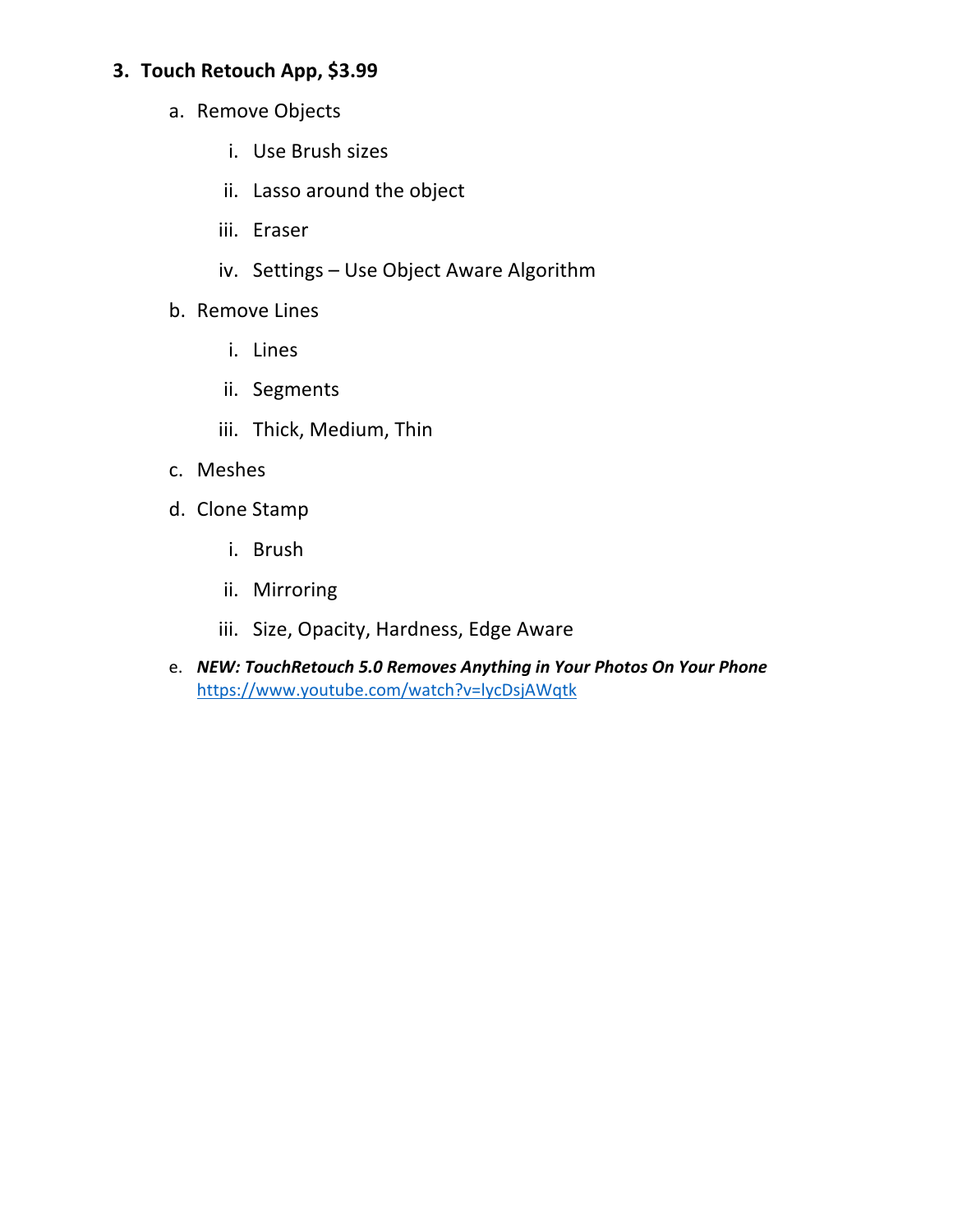3. **Touch Retouch App, $3.99**
    a. Remove Objects
        i. Use Brush sizes
        ii. Lasso around the object
        iii. Eraser
        iv. Settings – Use Object Aware Algorithm
    b. Remove Lines
        i. Lines
        ii. Segments
        iii. Thick, Medium, Thin
    c. Meshes
    d. Clone Stamp
        i. Brush
        ii. Mirroring
        iii. Size, Opacity, Hardness, Edge Aware
    e. ***NEW: TouchRetouch 5.0 Removes Anything in Your Photos On Your Phone***
    https://www.youtube.com/watch?v=lycDsjAWqtk